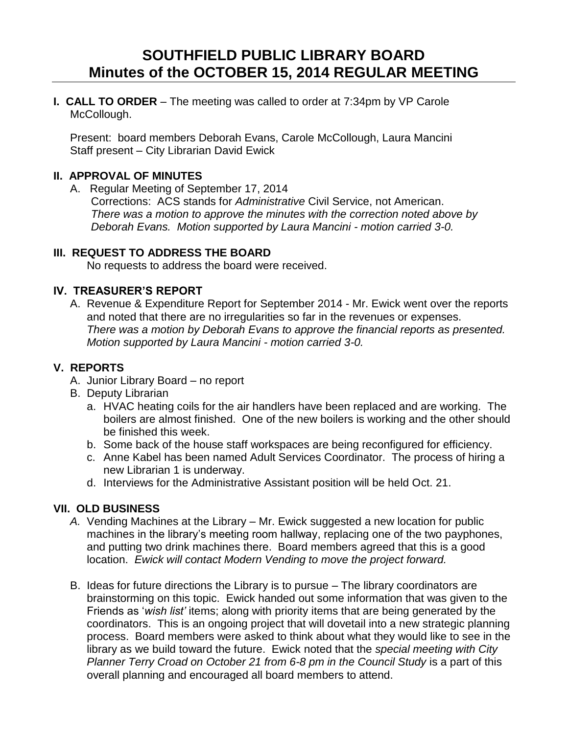# SOUTHFIELD PUBLIC LIBRARY BOARD
# Minutes of the OCTOBER 15, 2014 REGULAR MEETING

**I. CALL TO ORDER** – The meeting was called to order at 7:34pm by VP Carole McCollough.

Present: board members Deborah Evans, Carole McCollough, Laura Mancini
Staff present – City Librarian David Ewick

## II. APPROVAL OF MINUTES

A. Regular Meeting of September 17, 2014
Corrections: ACS stands for *Administrative* Civil Service, not American.
*There was a motion to approve the minutes with the correction noted above by Deborah Evans. Motion supported by Laura Mancini - motion carried 3-0.*

## III. REQUEST TO ADDRESS THE BOARD

No requests to address the board were received.

## IV. TREASURER'S REPORT

A. Revenue & Expenditure Report for September 2014 - Mr. Ewick went over the reports and noted that there are no irregularities so far in the revenues or expenses.
*There was a motion by Deborah Evans to approve the financial reports as presented. Motion supported by Laura Mancini - motion carried 3-0.*

## V. REPORTS

A. Junior Library Board – no report
B. Deputy Librarian
   a. HVAC heating coils for the air handlers have been replaced and are working. The boilers are almost finished. One of the new boilers is working and the other should be finished this week.
   b. Some back of the house staff workspaces are being reconfigured for efficiency.
   c. Anne Kabel has been named Adult Services Coordinator. The process of hiring a new Librarian 1 is underway.
   d. Interviews for the Administrative Assistant position will be held Oct. 21.

## VII. OLD BUSINESS

*A.* Vending Machines at the Library – Mr. Ewick suggested a new location for public machines in the library's meeting room hallway, replacing one of the two payphones, and putting two drink machines there. Board members agreed that this is a good location. *Ewick will contact Modern Vending to move the project forward.*

B. Ideas for future directions the Library is to pursue – The library coordinators are brainstorming on this topic. Ewick handed out some information that was given to the Friends as '*wish list'* items; along with priority items that are being generated by the coordinators. This is an ongoing project that will dovetail into a new strategic planning process. Board members were asked to think about what they would like to see in the library as we build toward the future. Ewick noted that the *special meeting with City Planner Terry Croad on October 21 from 6-8 pm in the Council Study* is a part of this overall planning and encouraged all board members to attend.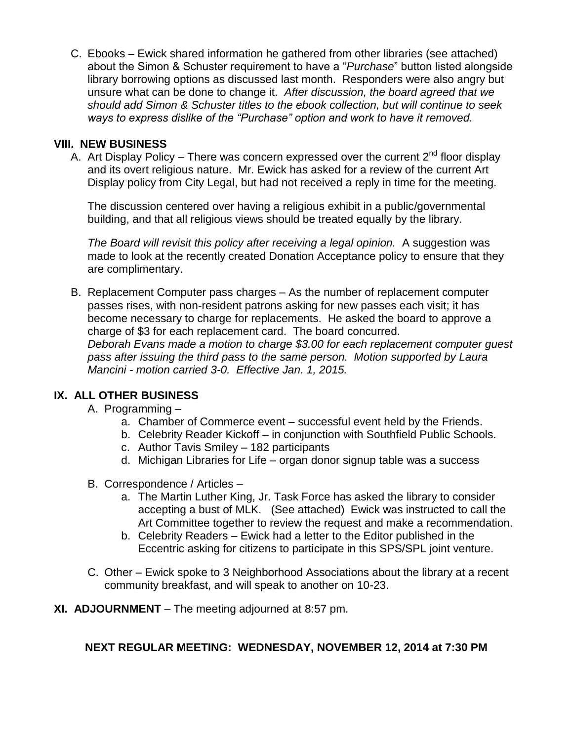C. Ebooks – Ewick shared information he gathered from other libraries (see attached) about the Simon & Schuster requirement to have a "*Purchase*" button listed alongside library borrowing options as discussed last month. Responders were also angry but unsure what can be done to change it. *After discussion, the board agreed that we should add Simon & Schuster titles to the ebook collection, but will continue to seek ways to express dislike of the "Purchase" option and work to have it removed.*

## VIII. NEW BUSINESS

A. Art Display Policy – There was concern expressed over the current 2nd floor display and its overt religious nature. Mr. Ewick has asked for a review of the current Art Display policy from City Legal, but had not received a reply in time for the meeting.

The discussion centered over having a religious exhibit in a public/governmental building, and that all religious views should be treated equally by the library.

*The Board will revisit this policy after receiving a legal opinion.* A suggestion was made to look at the recently created Donation Acceptance policy to ensure that they are complimentary.

B. Replacement Computer pass charges – As the number of replacement computer passes rises, with non-resident patrons asking for new passes each visit; it has become necessary to charge for replacements. He asked the board to approve a charge of $3 for each replacement card. The board concurred.
*Deborah Evans made a motion to charge $3.00 for each replacement computer guest pass after issuing the third pass to the same person. Motion supported by Laura Mancini - motion carried 3-0. Effective Jan. 1, 2015.*

## IX. ALL OTHER BUSINESS

A. Programming –
   a. Chamber of Commerce event – successful event held by the Friends.
   b. Celebrity Reader Kickoff – in conjunction with Southfield Public Schools.
   c. Author Tavis Smiley – 182 participants
   d. Michigan Libraries for Life – organ donor signup table was a success

B. Correspondence / Articles –
   a. The Martin Luther King, Jr. Task Force has asked the library to consider accepting a bust of MLK. (See attached) Ewick was instructed to call the Art Committee together to review the request and make a recommendation.
   b. Celebrity Readers – Ewick had a letter to the Editor published in the Eccentric asking for citizens to participate in this SPS/SPL joint venture.

C. Other – Ewick spoke to 3 Neighborhood Associations about the library at a recent community breakfast, and will speak to another on 10-23.

**XI. ADJOURNMENT** – The meeting adjourned at 8:57 pm.

**NEXT REGULAR MEETING: WEDNESDAY, NOVEMBER 12, 2014 at 7:30 PM**